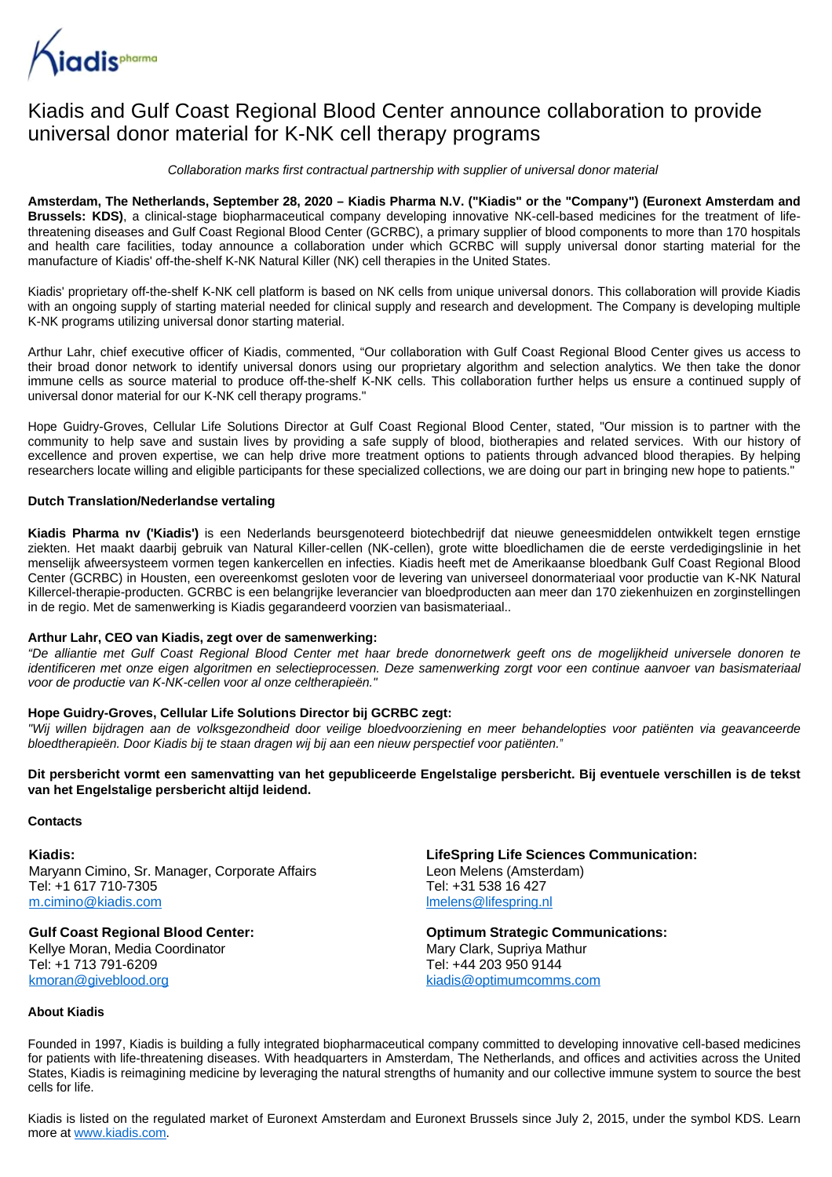# Kiadis and Gulf Coast Regional Blood Center announce collaboration to provide universal donor material for K-NK cell therapy programs

*Collaboration marks first contractual partnership with supplier of universal donor material*

**Amsterdam, The Netherlands, September 28, 2020 – Kiadis Pharma N.V. ("Kiadis" or the "Company") (Euronext Amsterdam and Brussels: KDS)**, a clinical-stage biopharmaceutical company developing innovative NK-cell-based medicines for the treatment of life-threatening diseases and Gulf Coast Regional Blood Center (GCRBC), a primary supplier of blood components to more than 170 hospitals and health care facilities, today announce a collaboration under which GCRBC will supply universal donor starting material for the manufacture of Kiadis' off-the-shelf K-NK Natural Killer (NK) cell therapies in the United States.

Kiadis' proprietary off-the-shelf K-NK cell platform is based on NK cells from unique universal donors. This collaboration will provide Kiadis with an ongoing supply of starting material needed for clinical supply and research and development. The Company is developing multiple K-NK programs utilizing universal donor starting material.

Arthur Lahr, chief executive officer of Kiadis, commented, "Our collaboration with Gulf Coast Regional Blood Center gives us access to their broad donor network to identify universal donors using our proprietary algorithm and selection analytics. We then take the donor immune cells as source material to produce off-the-shelf K-NK cells. This collaboration further helps us ensure a continued supply of universal donor material for our K-NK cell therapy programs."

Hope Guidry-Groves, Cellular Life Solutions Director at Gulf Coast Regional Blood Center, stated, "Our mission is to partner with the community to help save and sustain lives by providing a safe supply of blood, biotherapies and related services. With our history of excellence and proven expertise, we can help drive more treatment options to patients through advanced blood therapies. By helping researchers locate willing and eligible participants for these specialized collections, we are doing our part in bringing new hope to patients."

**Dutch Translation/Nederlandse vertaling**

**Kiadis Pharma nv ('Kiadis')** is een Nederlands beursgenoteerd biotechbedrijf dat nieuwe geneesmiddelen ontwikkelt tegen ernstige ziekten. Het maakt daarbij gebruik van Natural Killer-cellen (NK-cellen), grote witte bloedlichamen die de eerste verdedigingslinie in het menselijk afweersysteem vormen tegen kankercellen en infecties. Kiadis heeft met de Amerikaanse bloedbank Gulf Coast Regional Blood Center (GCRBC) in Housten, een overeenkomst gesloten voor de levering van universeel donormateriaal voor productie van K-NK Natural Killercel-therapie-producten. GCRBC is een belangrijke leverancier van bloedproducten aan meer dan 170 ziekenhuizen en zorginstellingen in de regio. Met de samenwerking is Kiadis gegarandeerd voorzien van basismateriaal..

**Arthur Lahr, CEO van Kiadis, zegt over de samenwerking:**
*"De alliantie met Gulf Coast Regional Blood Center met haar brede donornetwerk geeft ons de mogelijkheid universele donoren te identificeren met onze eigen algoritmen en selectieprocessen. Deze samenwerking zorgt voor een continue aanvoer van basismateriaal voor de productie van K-NK-cellen voor al onze celtherapieën."*

**Hope Guidry-Groves, Cellular Life Solutions Director bij GCRBC zegt:**
*"Wij willen bijdragen aan de volksgezondheid door veilige bloedvoorziening en meer behandelopties voor patiënten via geavanceerde bloedtherapieën. Door Kiadis bij te staan dragen wij bij aan een nieuw perspectief voor patiënten."*

**Dit persbericht vormt een samenvatting van het gepubliceerde Engelstalige persbericht. Bij eventuele verschillen is de tekst van het Engelstalige persbericht altijd leidend.**

**Contacts**

**Kiadis:**
Maryann Cimino, Sr. Manager, Corporate Affairs
Tel: +1 617 710-7305
m.cimino@kiadis.com

**Gulf Coast Regional Blood Center:**
Kellye Moran, Media Coordinator
Tel: +1 713 791-6209
kmoran@giveblood.org

**LifeSpring Life Sciences Communication:**
Leon Melens (Amsterdam)
Tel: +31 538 16 427
lmelens@lifespring.nl

**Optimum Strategic Communications:**
Mary Clark, Supriya Mathur
Tel: +44 203 950 9144
kiadis@optimumcomms.com

**About Kiadis**

Founded in 1997, Kiadis is building a fully integrated biopharmaceutical company committed to developing innovative cell-based medicines for patients with life-threatening diseases. With headquarters in Amsterdam, The Netherlands, and offices and activities across the United States, Kiadis is reimagining medicine by leveraging the natural strengths of humanity and our collective immune system to source the best cells for life.

Kiadis is listed on the regulated market of Euronext Amsterdam and Euronext Brussels since July 2, 2015, under the symbol KDS. Learn more at www.kiadis.com.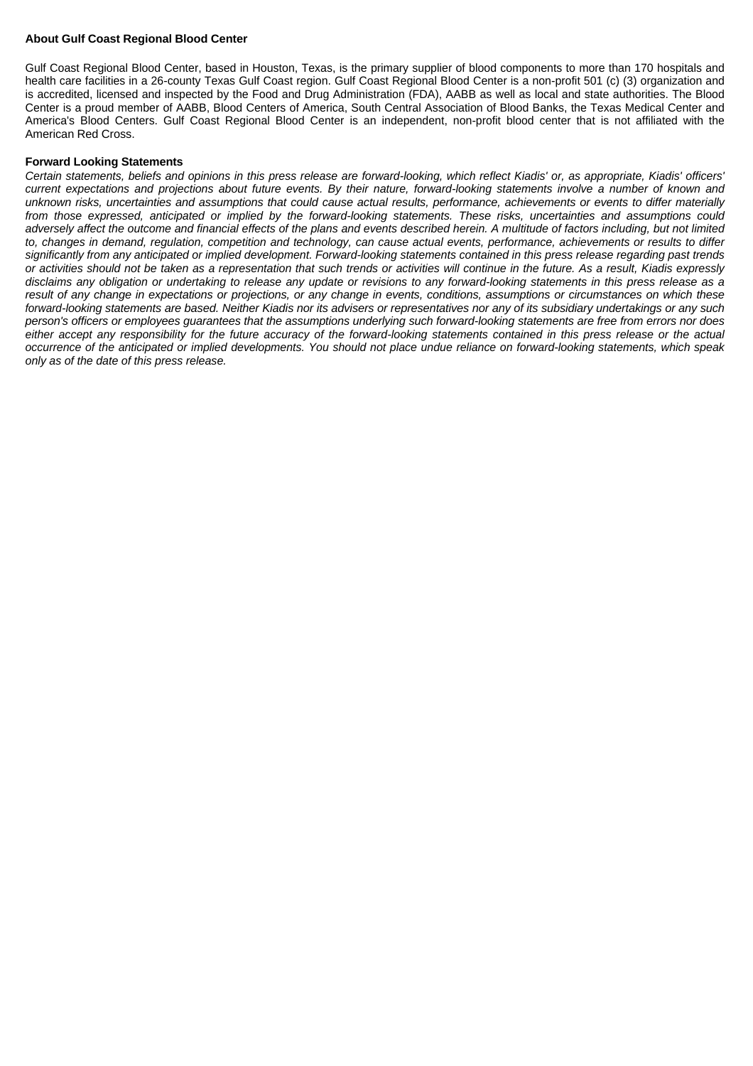**About Gulf Coast Regional Blood Center**

Gulf Coast Regional Blood Center, based in Houston, Texas, is the primary supplier of blood components to more than 170 hospitals and health care facilities in a 26-county Texas Gulf Coast region. Gulf Coast Regional Blood Center is a non-profit 501 (c) (3) organization and is accredited, licensed and inspected by the Food and Drug Administration (FDA), AABB as well as local and state authorities. The Blood Center is a proud member of AABB, Blood Centers of America, South Central Association of Blood Banks, the Texas Medical Center and America's Blood Centers. Gulf Coast Regional Blood Center is an independent, non-profit blood center that is not affiliated with the American Red Cross.

**Forward Looking Statements**

*Certain statements, beliefs and opinions in this press release are forward-looking, which reflect Kiadis' or, as appropriate, Kiadis' officers' current expectations and projections about future events. By their nature, forward-looking statements involve a number of known and unknown risks, uncertainties and assumptions that could cause actual results, performance, achievements or events to differ materially from those expressed, anticipated or implied by the forward-looking statements. These risks, uncertainties and assumptions could adversely affect the outcome and financial effects of the plans and events described herein. A multitude of factors including, but not limited to, changes in demand, regulation, competition and technology, can cause actual events, performance, achievements or results to differ significantly from any anticipated or implied development. Forward-looking statements contained in this press release regarding past trends or activities should not be taken as a representation that such trends or activities will continue in the future. As a result, Kiadis expressly disclaims any obligation or undertaking to release any update or revisions to any forward-looking statements in this press release as a result of any change in expectations or projections, or any change in events, conditions, assumptions or circumstances on which these forward-looking statements are based. Neither Kiadis nor its advisers or representatives nor any of its subsidiary undertakings or any such person's officers or employees guarantees that the assumptions underlying such forward-looking statements are free from errors nor does either accept any responsibility for the future accuracy of the forward-looking statements contained in this press release or the actual occurrence of the anticipated or implied developments. You should not place undue reliance on forward-looking statements, which speak only as of the date of this press release.*